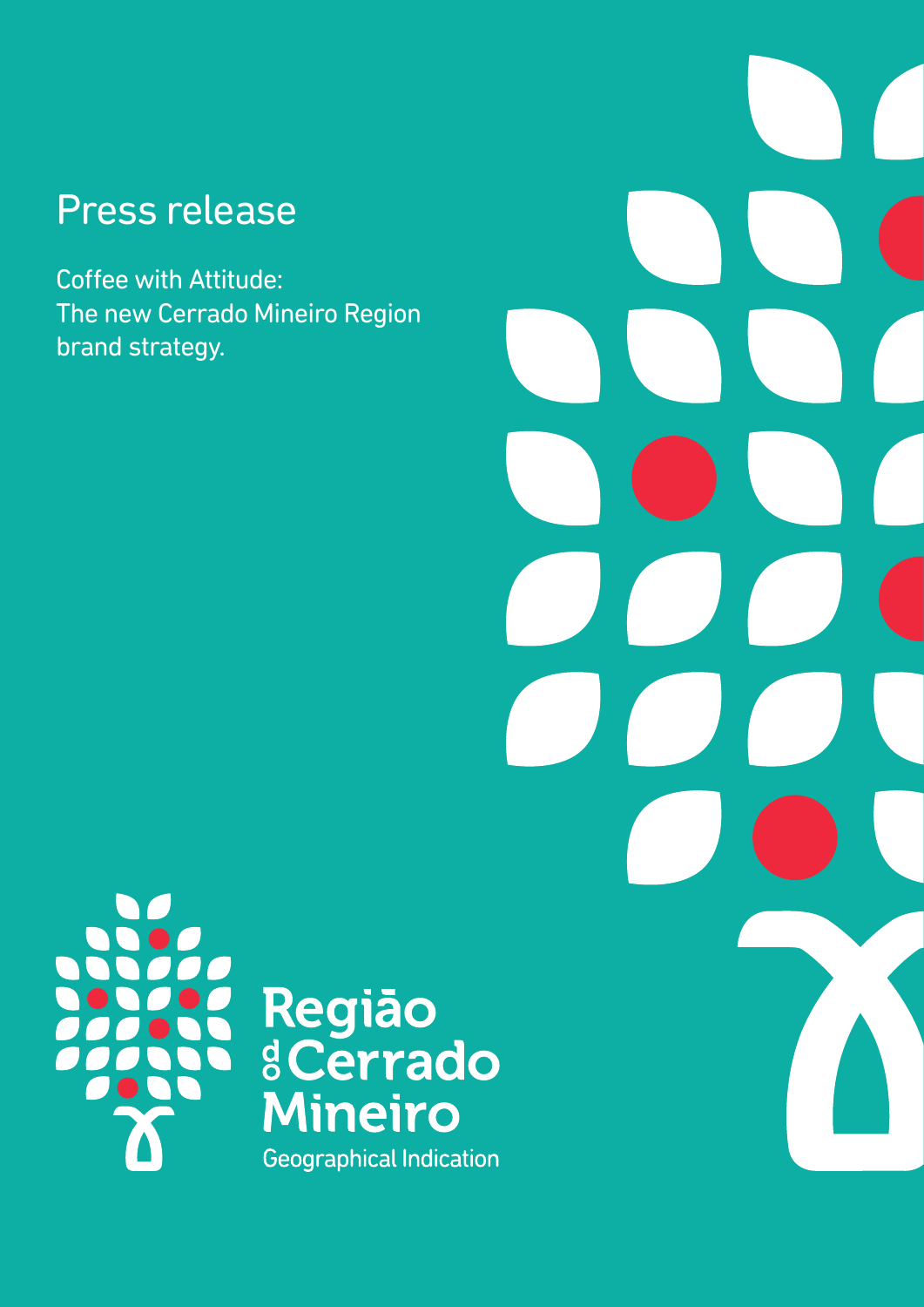# Press release

Coffee with Attitude:
The new Cerrado Mineiro Region brand strategy.

Região do Cerrado Mineiro

Geographical Indication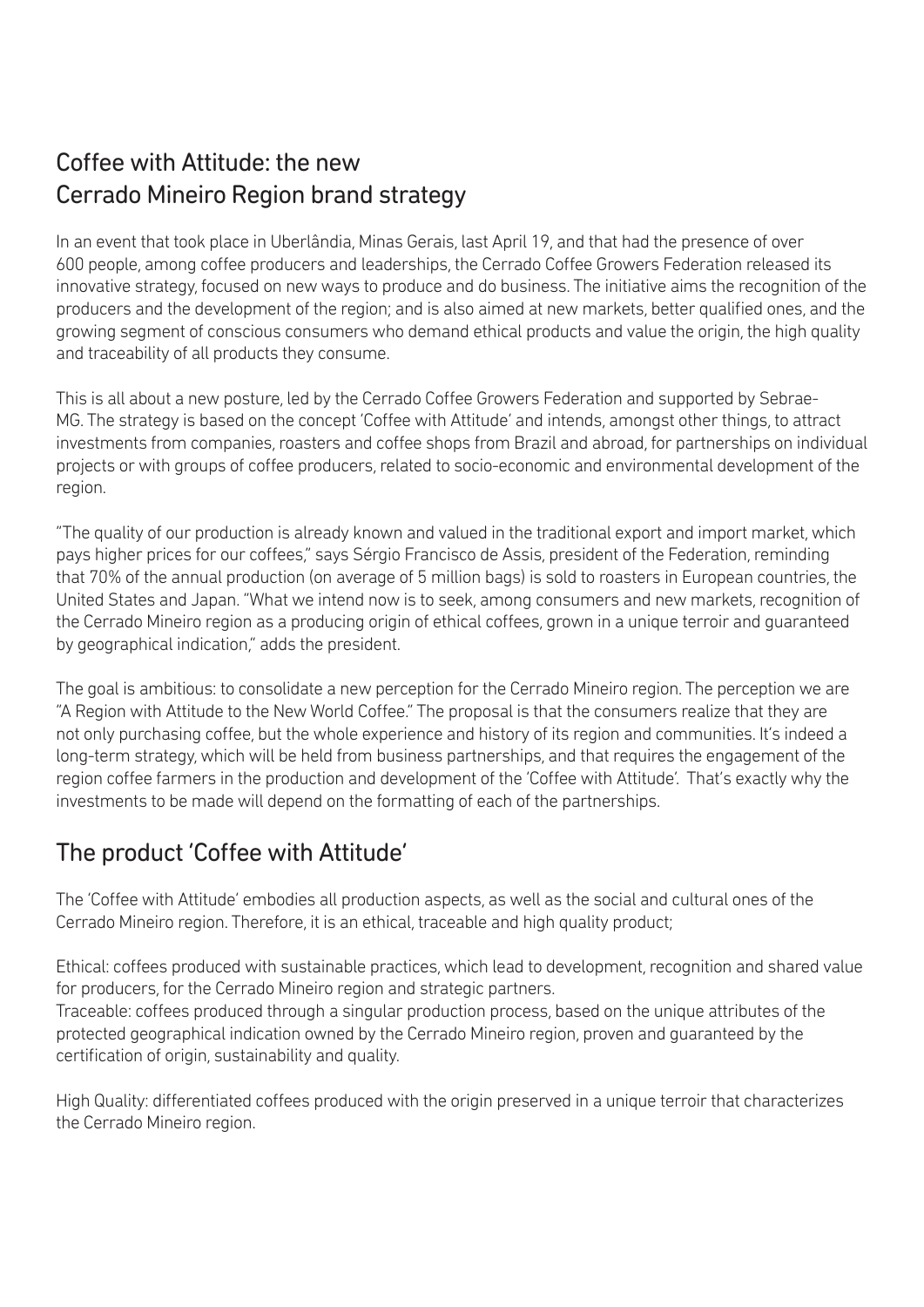## Coffee with Attitude: the new Cerrado Mineiro Region brand strategy

In an event that took place in Uberlândia, Minas Gerais, last April 19, and that had the presence of over 600 people, among coffee producers and leaderships, the Cerrado Coffee Growers Federation released its innovative strategy, focused on new ways to produce and do business. The initiative aims the recognition of the producers and the development of the region; and is also aimed at new markets, better qualified ones, and the growing segment of conscious consumers who demand ethical products and value the origin, the high quality and traceability of all products they consume.

This is all about a new posture, led by the Cerrado Coffee Growers Federation and supported by Sebrae-MG. The strategy is based on the concept 'Coffee with Attitude' and intends, amongst other things, to attract investments from companies, roasters and coffee shops from Brazil and abroad, for partnerships on individual projects or with groups of coffee producers, related to socio-economic and environmental development of the region.

"The quality of our production is already known and valued in the traditional export and import market, which pays higher prices for our coffees," says Sérgio Francisco de Assis, president of the Federation, reminding that 70% of the annual production (on average of 5 million bags) is sold to roasters in European countries, the United States and Japan. "What we intend now is to seek, among consumers and new markets, recognition of the Cerrado Mineiro region as a producing origin of ethical coffees, grown in a unique terroir and guaranteed by geographical indication," adds the president.

The goal is ambitious: to consolidate a new perception for the Cerrado Mineiro region. The perception we are "A Region with Attitude to the New World Coffee." The proposal is that the consumers realize that they are not only purchasing coffee, but the whole experience and history of its region and communities. It's indeed a long-term strategy, which will be held from business partnerships, and that requires the engagement of the region coffee farmers in the production and development of the 'Coffee with Attitude'. That's exactly why the investments to be made will depend on the formatting of each of the partnerships.

## The product 'Coffee with Attitude'

The 'Coffee with Attitude' embodies all production aspects, as well as the social and cultural ones of the Cerrado Mineiro region. Therefore, it is an ethical, traceable and high quality product;

Ethical: coffees produced with sustainable practices, which lead to development, recognition and shared value for producers, for the Cerrado Mineiro region and strategic partners.
Traceable: coffees produced through a singular production process, based on the unique attributes of the protected geographical indication owned by the Cerrado Mineiro region, proven and guaranteed by the certification of origin, sustainability and quality.

High Quality: differentiated coffees produced with the origin preserved in a unique terroir that characterizes the Cerrado Mineiro region.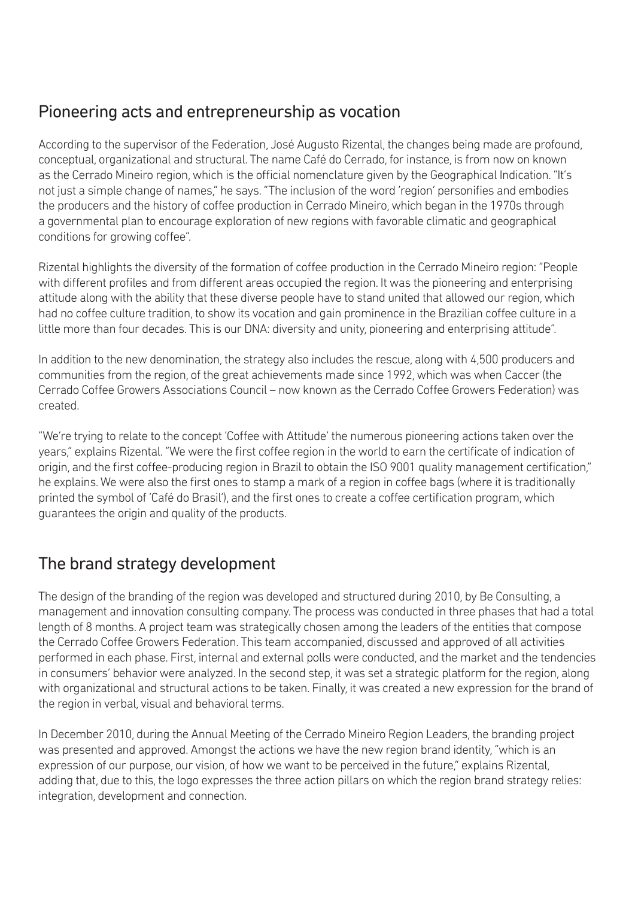## Pioneering acts and entrepreneurship as vocation

According to the supervisor of the Federation, José Augusto Rizental, the changes being made are profound, conceptual, organizational and structural. The name Café do Cerrado, for instance, is from now on known as the Cerrado Mineiro region, which is the official nomenclature given by the Geographical Indication. "It's not just a simple change of names," he says. "The inclusion of the word 'region' personifies and embodies the producers and the history of coffee production in Cerrado Mineiro, which began in the 1970s through a governmental plan to encourage exploration of new regions with favorable climatic and geographical conditions for growing coffee".

Rizental highlights the diversity of the formation of coffee production in the Cerrado Mineiro region: "People with different profiles and from different areas occupied the region. It was the pioneering and enterprising attitude along with the ability that these diverse people have to stand united that allowed our region, which had no coffee culture tradition, to show its vocation and gain prominence in the Brazilian coffee culture in a little more than four decades. This is our DNA: diversity and unity, pioneering and enterprising attitude".

In addition to the new denomination, the strategy also includes the rescue, along with 4,500 producers and communities from the region, of the great achievements made since 1992, which was when Caccer (the Cerrado Coffee Growers Associations Council – now known as the Cerrado Coffee Growers Federation) was created.

"We're trying to relate to the concept 'Coffee with Attitude' the numerous pioneering actions taken over the years," explains Rizental. "We were the first coffee region in the world to earn the certificate of indication of origin, and the first coffee-producing region in Brazil to obtain the ISO 9001 quality management certification," he explains. We were also the first ones to stamp a mark of a region in coffee bags (where it is traditionally printed the symbol of 'Café do Brasil'), and the first ones to create a coffee certification program, which guarantees the origin and quality of the products.

## The brand strategy development

The design of the branding of the region was developed and structured during 2010, by Be Consulting, a management and innovation consulting company. The process was conducted in three phases that had a total length of 8 months. A project team was strategically chosen among the leaders of the entities that compose the Cerrado Coffee Growers Federation. This team accompanied, discussed and approved of all activities performed in each phase. First, internal and external polls were conducted, and the market and the tendencies in consumers' behavior were analyzed. In the second step, it was set a strategic platform for the region, along with organizational and structural actions to be taken. Finally, it was created a new expression for the brand of the region in verbal, visual and behavioral terms.

In December 2010, during the Annual Meeting of the Cerrado Mineiro Region Leaders, the branding project was presented and approved. Amongst the actions we have the new region brand identity, "which is an expression of our purpose, our vision, of how we want to be perceived in the future," explains Rizental, adding that, due to this, the logo expresses the three action pillars on which the region brand strategy relies: integration, development and connection.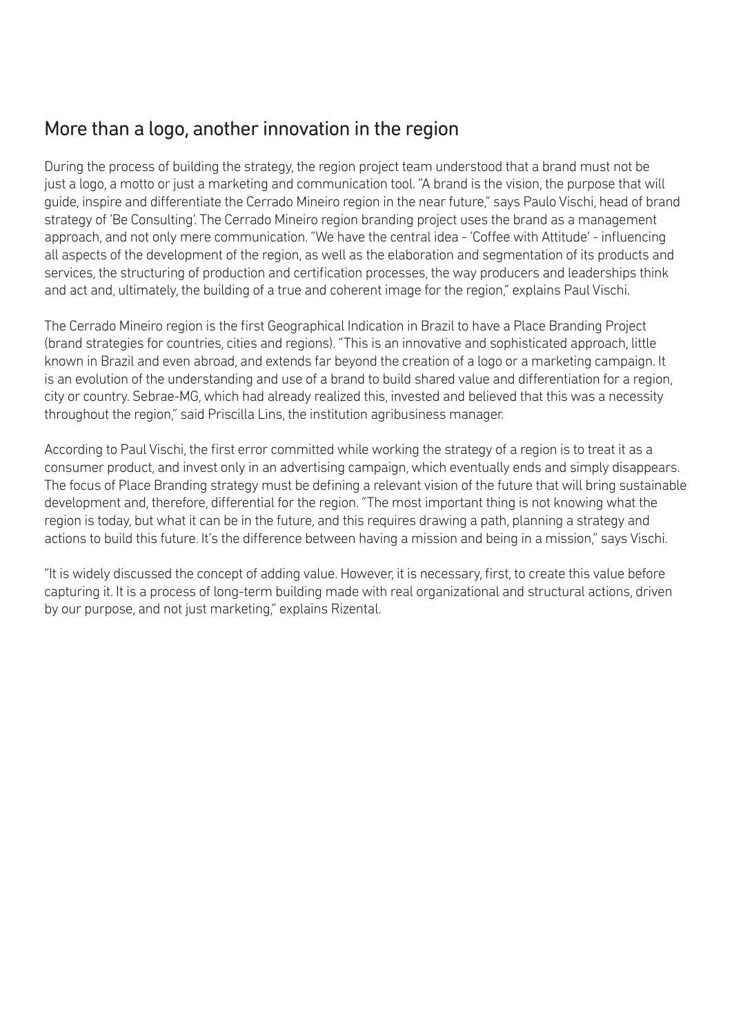## More than a logo, another innovation in the region

During the process of building the strategy, the region project team understood that a brand must not be just a logo, a motto or just a marketing and communication tool. "A brand is the vision, the purpose that will guide, inspire and differentiate the Cerrado Mineiro region in the near future," says Paulo Vischi, head of brand strategy of 'Be Consulting'. The Cerrado Mineiro region branding project uses the brand as a management approach, and not only mere communication. "We have the central idea - 'Coffee with Attitude' - influencing all aspects of the development of the region, as well as the elaboration and segmentation of its products and services, the structuring of production and certification processes, the way producers and leaderships think and act and, ultimately, the building of a true and coherent image for the region," explains Paul Vischi.

The Cerrado Mineiro region is the first Geographical Indication in Brazil to have a Place Branding Project (brand strategies for countries, cities and regions). "This is an innovative and sophisticated approach, little known in Brazil and even abroad, and extends far beyond the creation of a logo or a marketing campaign. It is an evolution of the understanding and use of a brand to build shared value and differentiation for a region, city or country. Sebrae-MG, which had already realized this, invested and believed that this was a necessity throughout the region," said Priscilla Lins, the institution agribusiness manager.

According to Paul Vischi, the first error committed while working the strategy of a region is to treat it as a consumer product, and invest only in an advertising campaign, which eventually ends and simply disappears. The focus of Place Branding strategy must be defining a relevant vision of the future that will bring sustainable development and, therefore, differential for the region. "The most important thing is not knowing what the region is today, but what it can be in the future, and this requires drawing a path, planning a strategy and actions to build this future. It's the difference between having a mission and being in a mission," says Vischi.

"It is widely discussed the concept of adding value. However, it is necessary, first, to create this value before capturing it. It is a process of long-term building made with real organizational and structural actions, driven by our purpose, and not just marketing," explains Rizental.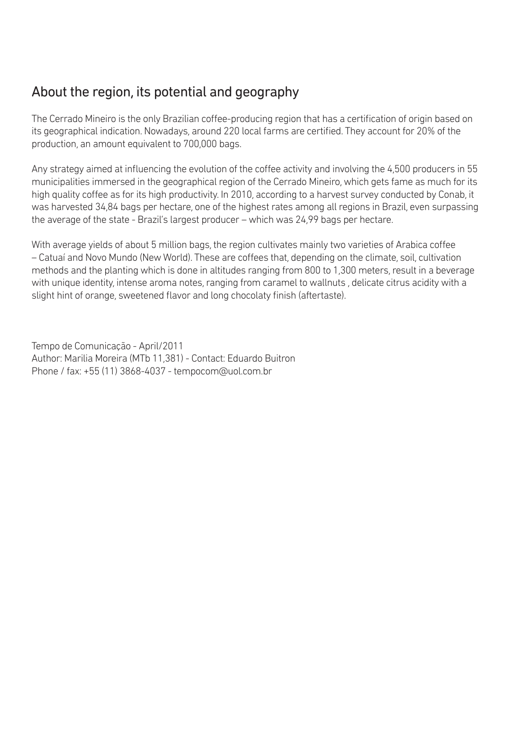## About the region, its potential and geography

The Cerrado Mineiro is the only Brazilian coffee-producing region that has a certification of origin based on its geographical indication. Nowadays, around 220 local farms are certified. They account for 20% of the production, an amount equivalent to 700,000 bags.

Any strategy aimed at influencing the evolution of the coffee activity and involving the 4,500 producers in 55 municipalities immersed in the geographical region of the Cerrado Mineiro, which gets fame as much for its high quality coffee as for its high productivity. In 2010, according to a harvest survey conducted by Conab, it was harvested 34,84 bags per hectare, one of the highest rates among all regions in Brazil, even surpassing the average of the state - Brazil's largest producer – which was 24,99 bags per hectare.

With average yields of about 5 million bags, the region cultivates mainly two varieties of Arabica coffee – Catuaí and Novo Mundo (New World). These are coffees that, depending on the climate, soil, cultivation methods and the planting which is done in altitudes ranging from 800 to 1,300 meters, result in a beverage with unique identity, intense aroma notes, ranging from caramel to wallnuts , delicate citrus acidity with a slight hint of orange, sweetened flavor and long chocolaty finish (aftertaste).

Tempo de Comunicação - April/2011
Author: Marilia Moreira (MTb 11,381) - Contact: Eduardo Buitron
Phone / fax: +55 (11) 3868-4037 - tempocom@uol.com.br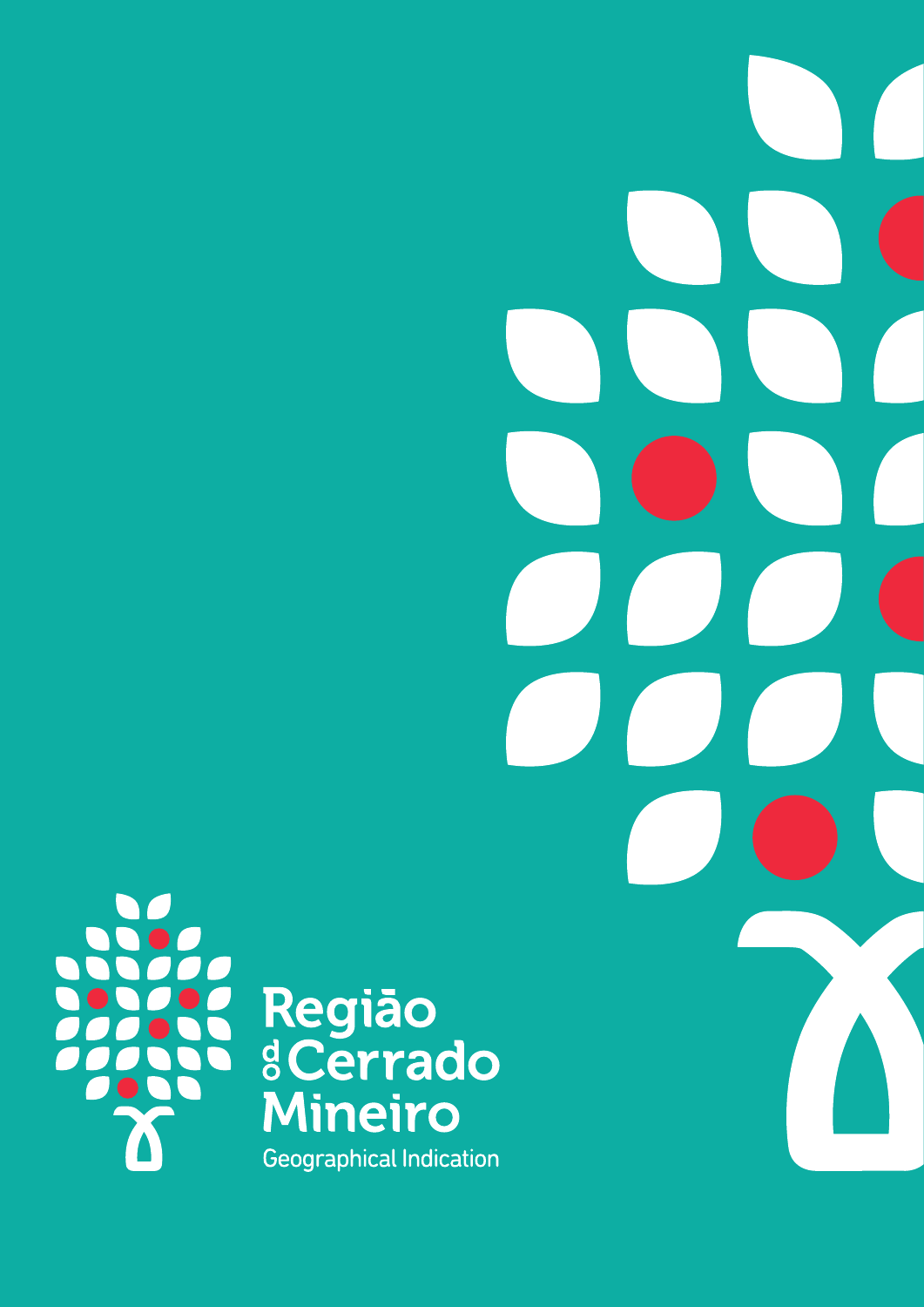Região do Cerrado Mineiro

Geographical Indication